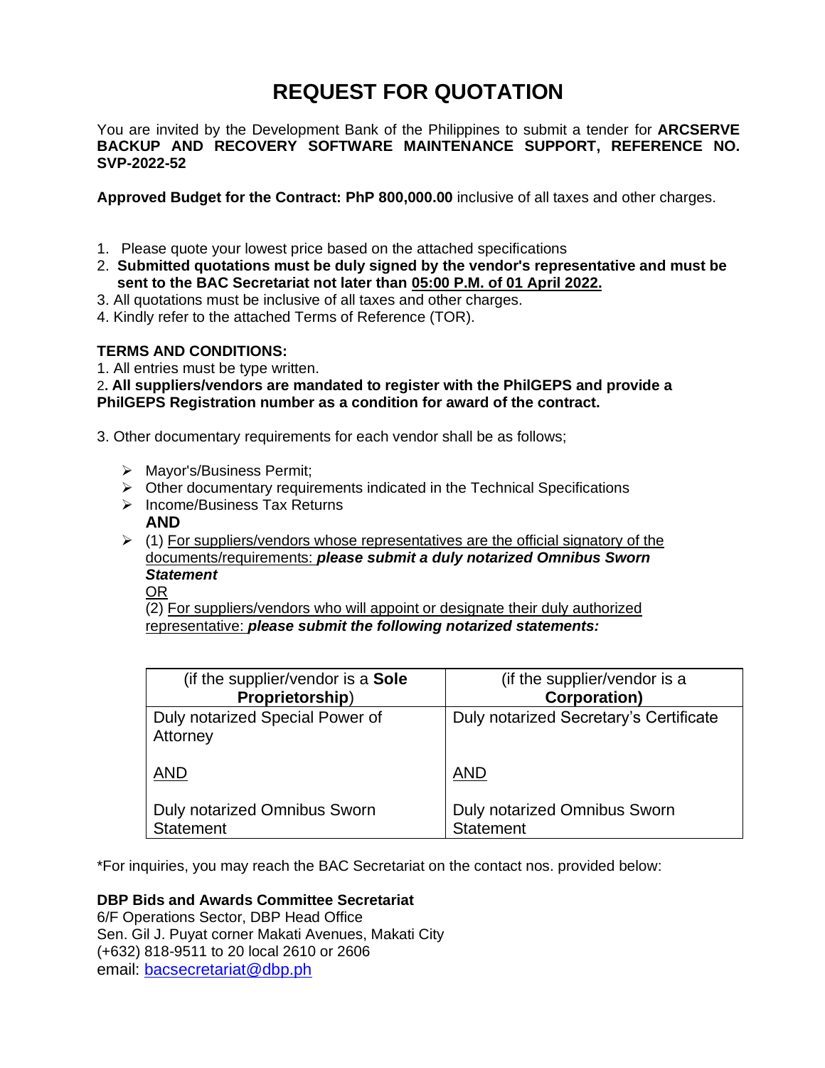# REQUEST FOR QUOTATION

You are invited by the Development Bank of the Philippines to submit a tender for **ARCSERVE BACKUP AND RECOVERY SOFTWARE MAINTENANCE SUPPORT, REFERENCE NO. SVP-2022-52**

**Approved Budget for the Contract: PhP 800,000.00** inclusive of all taxes and other charges.

1. Please quote your lowest price based on the attached specifications
2. **Submitted quotations must be duly signed by the vendor's representative and must be sent to the BAC Secretariat not later than <u>05:00 P.M. of 01 April 2022.</u>**
3. All quotations must be inclusive of all taxes and other charges.
4. Kindly refer to the attached Terms of Reference (TOR).

**TERMS AND CONDITIONS:**

1. All entries must be type written.
2. **All suppliers/vendors are mandated to register with the PhilGEPS and provide a PhilGEPS Registration number as a condition for award of the contract.**

3. Other documentary requirements for each vendor shall be as follows;

- Mayor's/Business Permit;
- Other documentary requirements indicated in the Technical Specifications
- Income/Business Tax Returns

  **AND**
- (1) <u>For suppliers/vendors whose representatives are the official signatory of the documents/requirements:</u> ***please submit a duly notarized Omnibus Sworn Statement***

  <u>OR</u>

  (2) <u>For suppliers/vendors who will appoint or designate their duly authorized representative:</u> ***please submit the following notarized statements:***

| (if the supplier/vendor is a **Sole Proprietorship**) | (if the supplier/vendor is a **Corporation)** |
|---|---|
| Duly notarized Special Power of Attorney<br><br><u>AND</u><br><br>Duly notarized Omnibus Sworn Statement | Duly notarized Secretary's Certificate<br><br><u>AND</u><br><br>Duly notarized Omnibus Sworn Statement |

*For inquiries, you may reach the BAC Secretariat on the contact nos. provided below:

**DBP Bids and Awards Committee Secretariat**
6/F Operations Sector, DBP Head Office
Sen. Gil J. Puyat corner Makati Avenues, Makati City
(+632) 818-9511 to 20 local 2610 or 2606
email: bacsecretariat@dbp.ph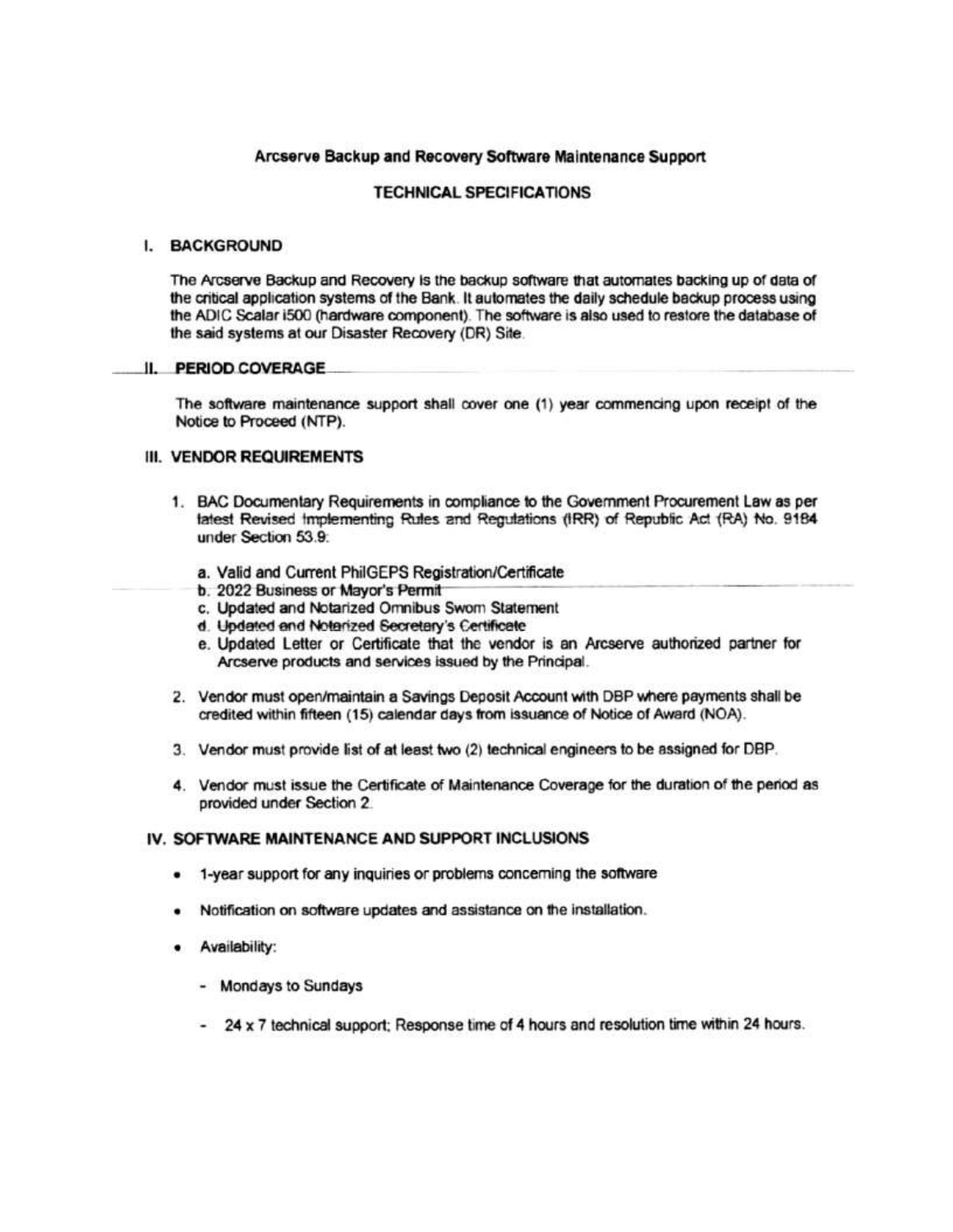# Arcserve Backup and Recovery Software Maintenance Support

## TECHNICAL SPECIFICATIONS

### I. BACKGROUND

The Arcserve Backup and Recovery is the backup software that automates backing up of data of the critical application systems of the Bank. It automates the daily schedule backup process using the ADIC Scalar i500 (hardware component). The software is also used to restore the database of the said systems at our Disaster Recovery (DR) Site.

### II. PERIOD COVERAGE

The software maintenance support shall cover one (1) year commencing upon receipt of the Notice to Proceed (NTP).

### III. VENDOR REQUIREMENTS

1. BAC Documentary Requirements in compliance to the Government Procurement Law as per latest Revised Implementing Rules and Regulations (IRR) of Republic Act (RA) No. 9184 under Section 53.9:
   a. Valid and Current PhilGEPS Registration/Certificate
   b. 2022 Business or Mayor's Permit
   c. Updated and Notarized Omnibus Sworn Statement
   d. Updated and Notarized Secretary's Certificate
   e. Updated Letter or Certificate that the vendor is an Arcserve authorized partner for Arcserve products and services issued by the Principal.
2. Vendor must open/maintain a Savings Deposit Account with DBP where payments shall be credited within fifteen (15) calendar days from issuance of Notice of Award (NOA).
3. Vendor must provide list of at least two (2) technical engineers to be assigned for DBP.
4. Vendor must issue the Certificate of Maintenance Coverage for the duration of the period as provided under Section 2.

### IV. SOFTWARE MAINTENANCE AND SUPPORT INCLUSIONS

- 1-year support for any inquiries or problems concerning the software
- Notification on software updates and assistance on the installation.
- Availability:
  - Mondays to Sundays
  - 24 x 7 technical support; Response time of 4 hours and resolution time within 24 hours.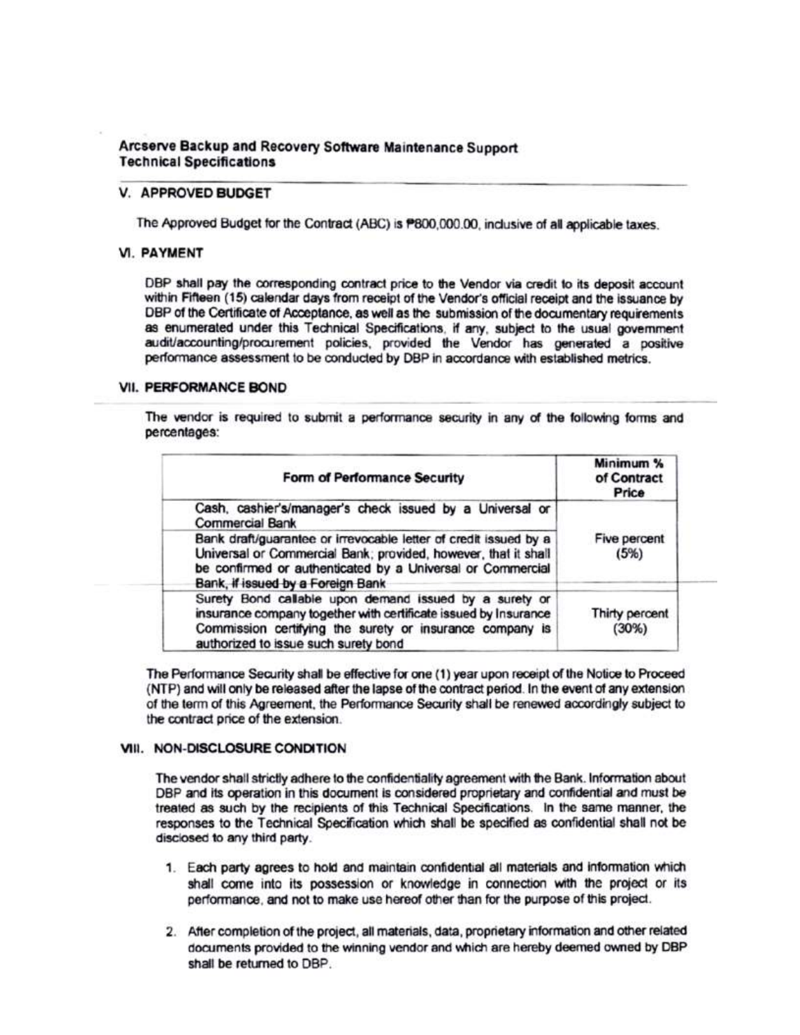**Arcserve Backup and Recovery Software Maintenance Support**
**Technical Specifications**

## V. APPROVED BUDGET

The Approved Budget for the Contract (ABC) is ₱800,000.00, inclusive of all applicable taxes.

## VI. PAYMENT

DBP shall pay the corresponding contract price to the Vendor via credit to its deposit account within Fifteen (15) calendar days from receipt of the Vendor's official receipt and the issuance by DBP of the Certificate of Acceptance, as well as the submission of the documentary requirements as enumerated under this Technical Specifications, if any, subject to the usual government audit/accounting/procurement policies, provided the Vendor has generated a positive performance assessment to be conducted by DBP in accordance with established metrics.

## VII. PERFORMANCE BOND

The vendor is required to submit a performance security in any of the following forms and percentages:

| Form of Performance Security | Minimum % of Contract Price |
| --- | --- |
| Cash, cashier's/manager's check issued by a Universal or Commercial Bank | Five percent (5%) |
| Bank draft/guarantee or irrevocable letter of credit issued by a Universal or Commercial Bank; provided, however, that it shall be confirmed or authenticated by a Universal or Commercial Bank, if issued by a Foreign Bank | |
| Surety Bond callable upon demand issued by a surety or insurance company together with certificate issued by Insurance Commission certifying the surety or insurance company is authorized to issue such surety bond | Thirty percent (30%) |

The Performance Security shall be effective for one (1) year upon receipt of the Notice to Proceed (NTP) and will only be released after the lapse of the contract period. In the event of any extension of the term of this Agreement, the Performance Security shall be renewed accordingly subject to the contract price of the extension.

## VIII. NON-DISCLOSURE CONDITION

The vendor shall strictly adhere to the confidentiality agreement with the Bank. Information about DBP and its operation in this document is considered proprietary and confidential and must be treated as such by the recipients of this Technical Specifications. In the same manner, the responses to the Technical Specification which shall be specified as confidential shall not be disclosed to any third party.

1. Each party agrees to hold and maintain confidential all materials and information which shall come into its possession or knowledge in connection with the project or its performance, and not to make use hereof other than for the purpose of this project.
2. After completion of the project, all materials, data, proprietary information and other related documents provided to the winning vendor and which are hereby deemed owned by DBP shall be returned to DBP.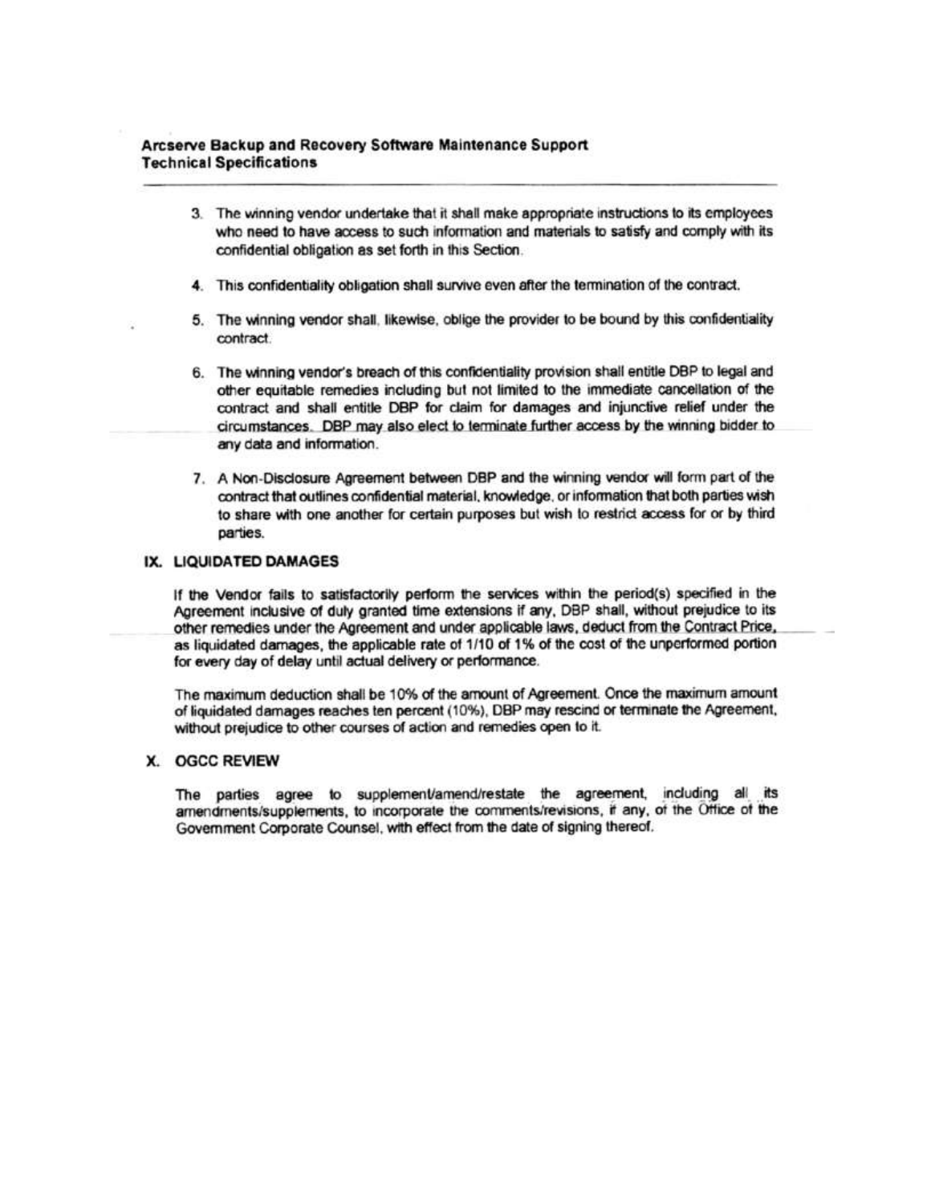3. The winning vendor undertake that it shall make appropriate instructions to its employees who need to have access to such information and materials to satisfy and comply with its confidential obligation as set forth in this Section.

4. This confidentiality obligation shall survive even after the termination of the contract.

5. The winning vendor shall, likewise, oblige the provider to be bound by this confidentiality contract.

6. The winning vendor's breach of this confidentiality provision shall entitle DBP to legal and other equitable remedies including but not limited to the immediate cancellation of the contract and shall entitle DBP for claim for damages and injunctive relief under the circumstances. DBP may also elect to terminate further access by the winning bidder to any data and information.

7. A Non-Disclosure Agreement between DBP and the winning vendor will form part of the contract that outlines confidential material, knowledge, or information that both parties wish to share with one another for certain purposes but wish to restrict access for or by third parties.

## IX. LIQUIDATED DAMAGES

If the Vendor fails to satisfactorily perform the services within the period(s) specified in the Agreement inclusive of duly granted time extensions if any, DBP shall, without prejudice to its other remedies under the Agreement and under applicable laws, deduct from the Contract Price, as liquidated damages, the applicable rate of 1/10 of 1% of the cost of the unperformed portion for every day of delay until actual delivery or performance.

The maximum deduction shall be 10% of the amount of Agreement. Once the maximum amount of liquidated damages reaches ten percent (10%), DBP may rescind or terminate the Agreement, without prejudice to other courses of action and remedies open to it.

## X. OGCC REVIEW

The parties agree to supplement/amend/restate the agreement, including all its amendments/supplements, to incorporate the comments/revisions, if any, of the Office of the Government Corporate Counsel, with effect from the date of signing thereof.